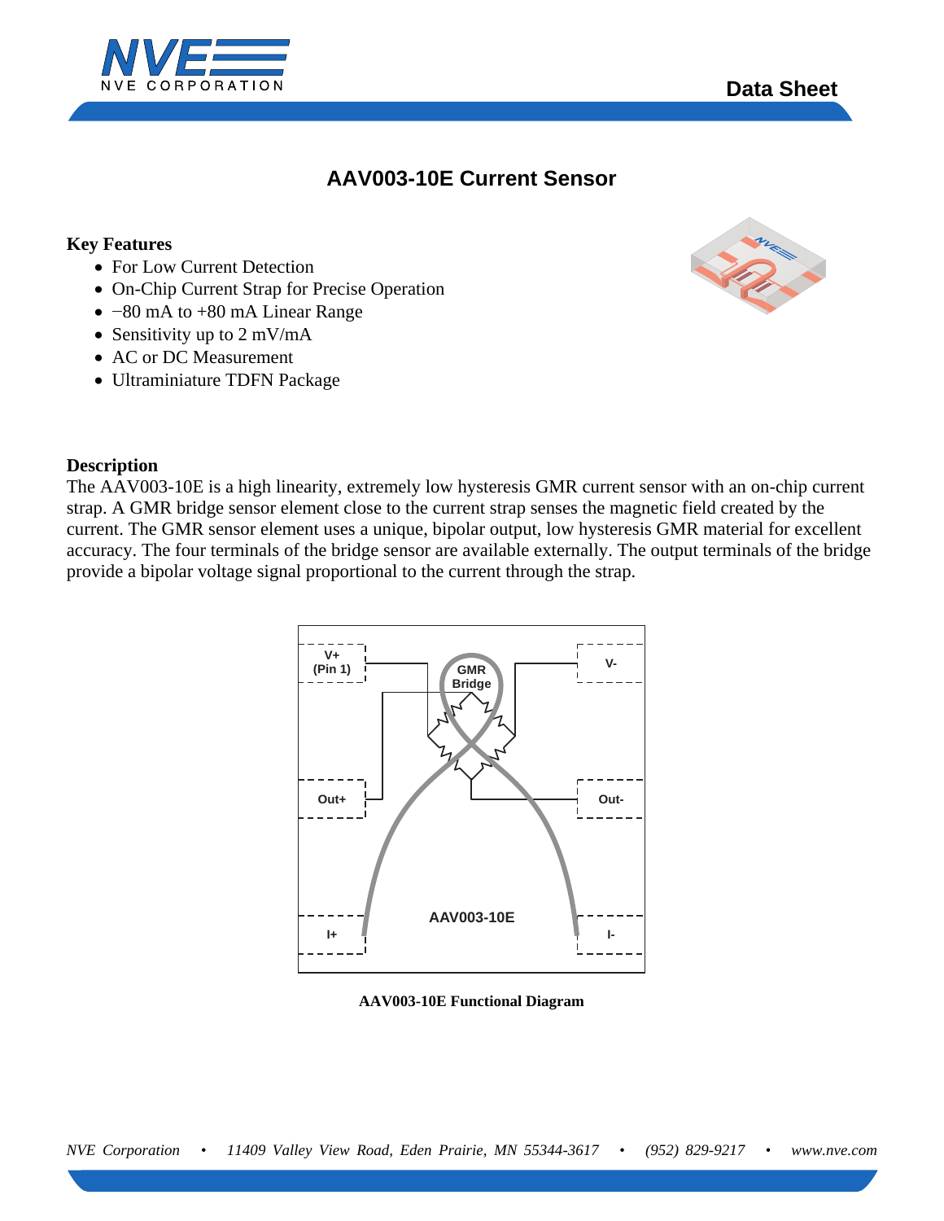# AAV003-10E Current Sensor

## Key Features

- For Low Current Detection
- On-Chip Current Strap for Precise Operation
- −80 mA to +80 mA Linear Range
- Sensitivity up to 2 mV/mA
- AC or DC Measurement
- Ultraminiature TDFN Package

## Description

The AAV003-10E is a high linearity, extremely low hysteresis GMR current sensor with an on-chip current strap. A GMR bridge sensor element close to the current strap senses the magnetic field created by the current. The GMR sensor element uses a unique, bipolar output, low hysteresis GMR material for excellent accuracy. The four terminals of the bridge sensor are available externally. The output terminals of the bridge provide a bipolar voltage signal proportional to the current through the strap.

**AAV003-10E Functional Diagram**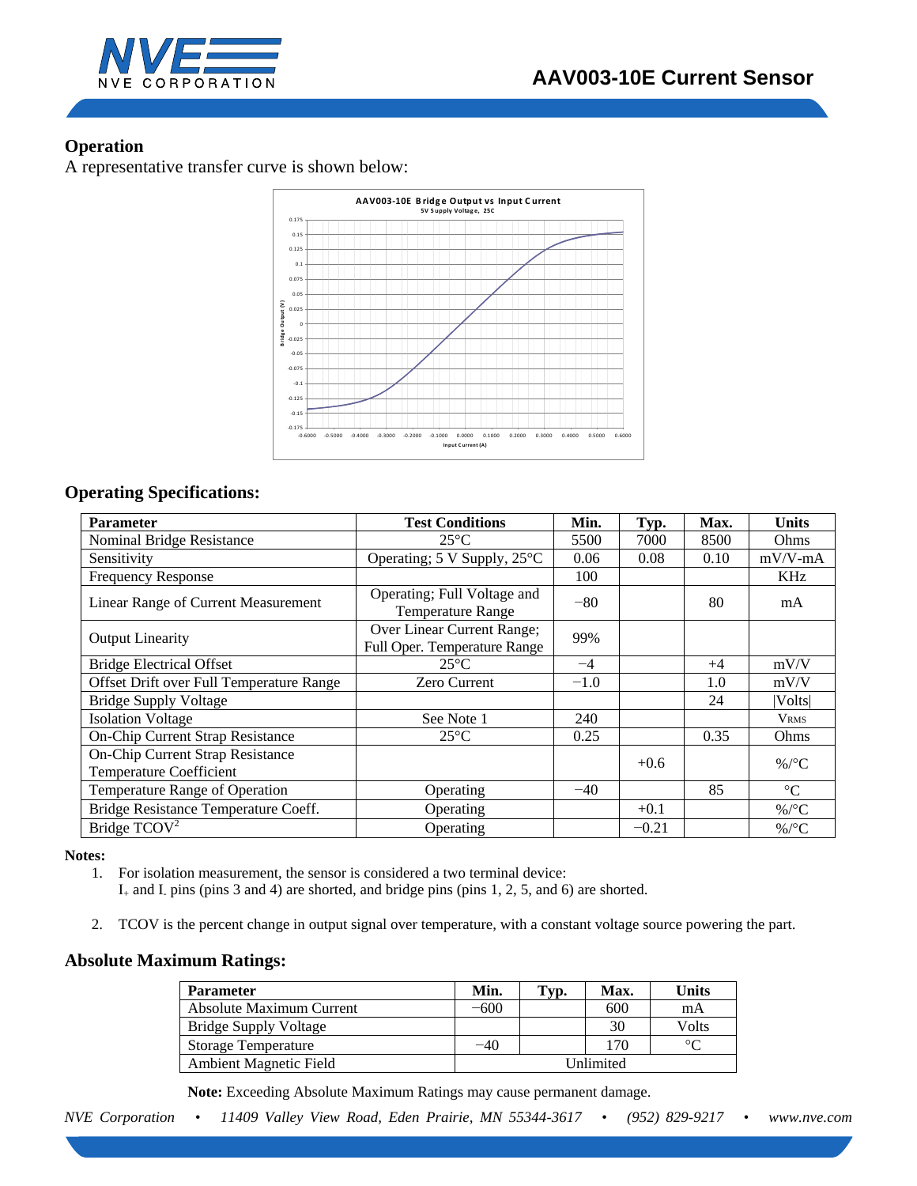## Operation

A representative transfer curve is shown below:

## Operating Specifications:

| Parameter | Test Conditions | Min. | Typ. | Max. | Units |
|---|---|---|---|---|---|
| Nominal Bridge Resistance | 25°C | 5500 | 7000 | 8500 | Ohms |
| Sensitivity | Operating; 5 V Supply, 25°C | 0.06 | 0.08 | 0.10 | mV/V-mA |
| Frequency Response | | 100 | | | KHz |
| Linear Range of Current Measurement | Operating; Full Voltage and Temperature Range | −80 | | 80 | mA |
| Output Linearity | Over Linear Current Range; Full Oper. Temperature Range | 99% | | | |
| Bridge Electrical Offset | 25°C | −4 | | +4 | mV/V |
| Offset Drift over Full Temperature Range | Zero Current | −1.0 | | 1.0 | mV/V |
| Bridge Supply Voltage | | | | 24 | \|Volts\| |
| Isolation Voltage | See Note 1 | 240 | | | $V_{RMS}$ |
| On-Chip Current Strap Resistance | 25°C | 0.25 | | 0.35 | Ohms |
| On-Chip Current Strap Resistance Temperature Coefficient | | | +0.6 | | %/°C |
| Temperature Range of Operation | Operating | −40 | | 85 | °C |
| Bridge Resistance Temperature Coeff. | Operating | | +0.1 | | %/°C |
| Bridge TCOV[2] | Operating | | −0.21 | | %/°C |

**Notes:**

1. For isolation measurement, the sensor is considered a two terminal device: $I_+$ and $I_-$ pins (pins 3 and 4) are shorted, and bridge pins (pins 1, 2, 5, and 6) are shorted.
2. TCOV is the percent change in output signal over temperature, with a constant voltage source powering the part.

## Absolute Maximum Ratings:

| Parameter | Min. | Typ. | Max. | Units |
|---|---|---|---|---|
| Absolute Maximum Current | −600 | | 600 | mA |
| Bridge Supply Voltage | | | 30 | Volts |
| Storage Temperature | −40 | | 170 | °C |
| Ambient Magnetic Field | Unlimited | | | |

**Note:** Exceeding Absolute Maximum Ratings may cause permanent damage.

*NVE Corporation • 11409 Valley View Road, Eden Prairie, MN 55344-3617 • (952) 829-9217 • www.nve.com*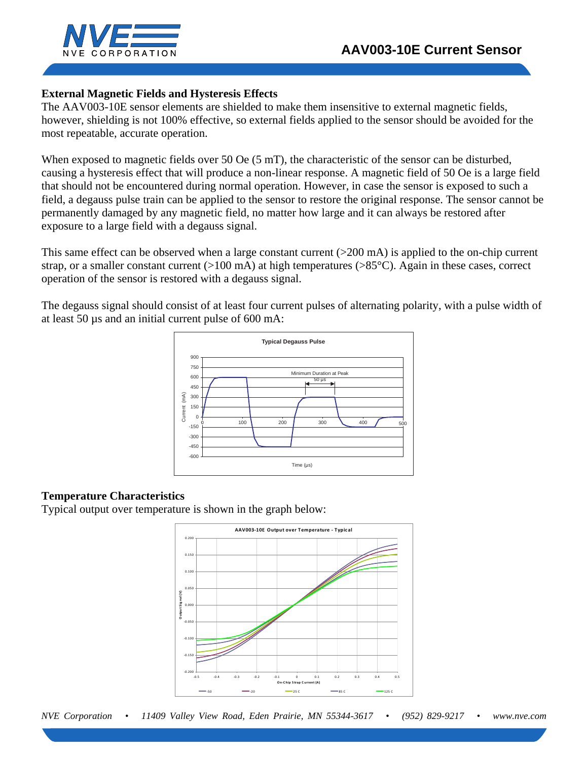## External Magnetic Fields and Hysteresis Effects

The AAV003-10E sensor elements are shielded to make them insensitive to external magnetic fields, however, shielding is not 100% effective, so external fields applied to the sensor should be avoided for the most repeatable, accurate operation.

When exposed to magnetic fields over 50 Oe (5 mT), the characteristic of the sensor can be disturbed, causing a hysteresis effect that will produce a non-linear response. A magnetic field of 50 Oe is a large field that should not be encountered during normal operation. However, in case the sensor is exposed to such a field, a degauss pulse train can be applied to the sensor to restore the original response. The sensor cannot be permanently damaged by any magnetic field, no matter how large and it can always be restored after exposure to a large field with a degauss signal.

This same effect can be observed when a large constant current (>200 mA) is applied to the on-chip current strap, or a smaller constant current (>100 mA) at high temperatures (>85°C). Again in these cases, correct operation of the sensor is restored with a degauss signal.

The degauss signal should consist of at least four current pulses of alternating polarity, with a pulse width of at least 50 µs and an initial current pulse of 600 mA:

## Temperature Characteristics

Typical output over temperature is shown in the graph below: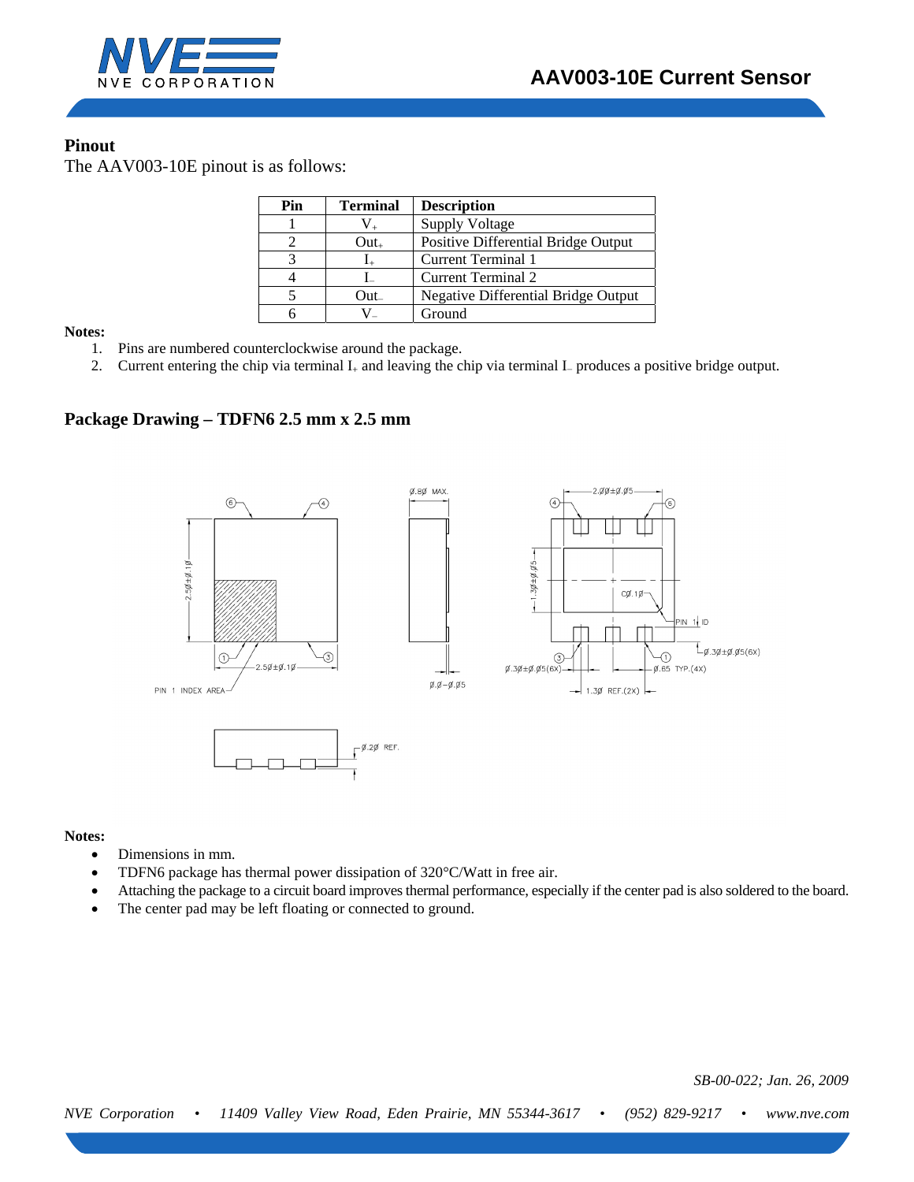## Pinout

The AAV003-10E pinout is as follows:

| Pin | Terminal | Description |
|---|---|---|
| 1 | $V_+$ | Supply Voltage |
| 2 | $Out_+$ | Positive Differential Bridge Output |
| 3 | $I_+$ | Current Terminal 1 |
| 4 | $I_-$ | Current Terminal 2 |
| 5 | $Out_-$ | Negative Differential Bridge Output |
| 6 | $V_-$ | Ground |

**Notes:**

1. Pins are numbered counterclockwise around the package.
2. Current entering the chip via terminal $I_+$ and leaving the chip via terminal $I_-$ produces a positive bridge output.

## Package Drawing – TDFN6 2.5 mm x 2.5 mm

6
4
2.50±0.10
1
3
2.50±0.10
PIN 1 INDEX AREA
0.80 MAX.
0.0–0.05
2.00±0.05
4
6
1.30±0.05
C0.10
PIN 1 ID
3
1
0.30±0.05(6X)
0.65 TYP.(4X)
0.30±0.05(6X)
1.30 REF.(2X)
0.20 REF.

**Notes:**

- Dimensions in mm.
- TDFN6 package has thermal power dissipation of 320°C/Watt in free air.
- Attaching the package to a circuit board improves thermal performance, especially if the center pad is also soldered to the board.
- The center pad may be left floating or connected to ground.

*SB-00-022; Jan. 26, 2009*